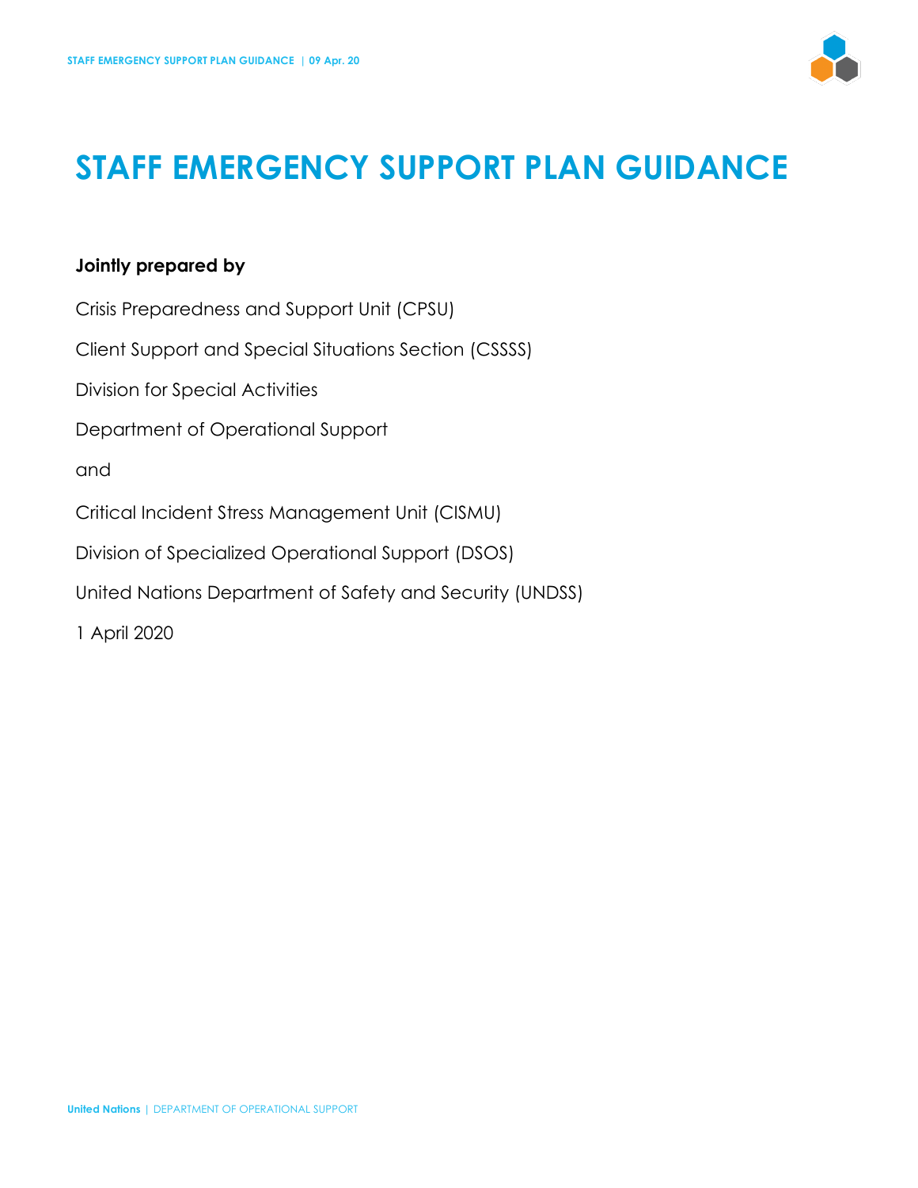# STAFF EMERGENCY SUPPORT PLAN GUIDANCE

**Jointly prepared by**

Crisis Preparedness and Support Unit (CPSU)

Client Support and Special Situations Section (CSSSS)

Division for Special Activities

Department of Operational Support

and

Critical Incident Stress Management Unit (CISMU)

Division of Specialized Operational Support (DSOS)

United Nations Department of Safety and Security (UNDSS)

1 April 2020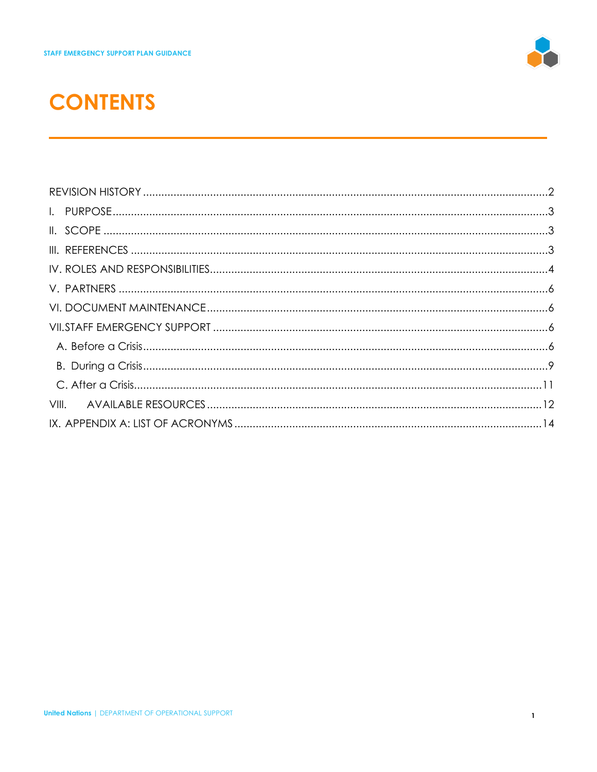# CONTENTS

REVISION HISTORY .......... 2

I. PURPOSE .......... 3

II. SCOPE .......... 3

III. REFERENCES .......... 3

IV. ROLES AND RESPONSIBILITIES .......... 4

V. PARTNERS .......... 6

VI. DOCUMENT MAINTENANCE .......... 6

VII. STAFF EMERGENCY SUPPORT .......... 6

- A. Before a Crisis .......... 6
- B. During a Crisis .......... 9
- C. After a Crisis .......... 11

VIII. AVAILABLE RESOURCES .......... 12

IX. APPENDIX A: LIST OF ACRONYMS .......... 14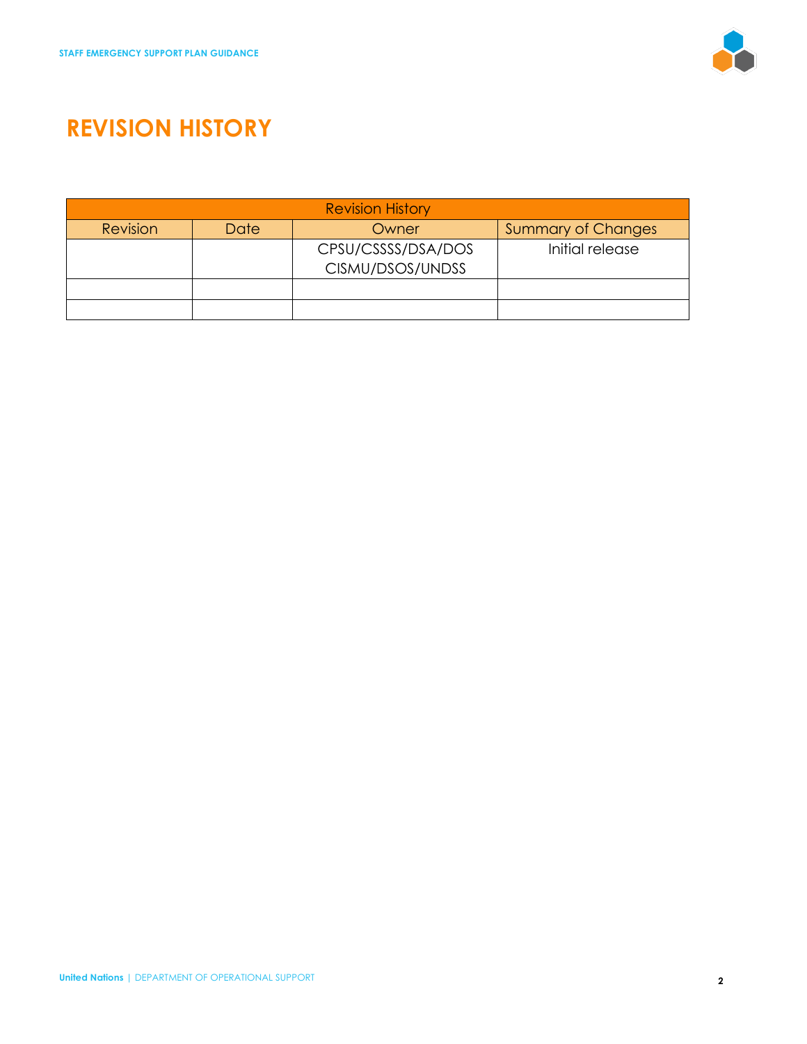# REVISION HISTORY

| Revision History | | | |
|---|---|---|---|
| Revision | Date | Owner | Summary of Changes |
| | | CPSU/CSSSS/DSA/DOS CISMU/DSOS/UNDSS | Initial release |
| | | | |
| | | | |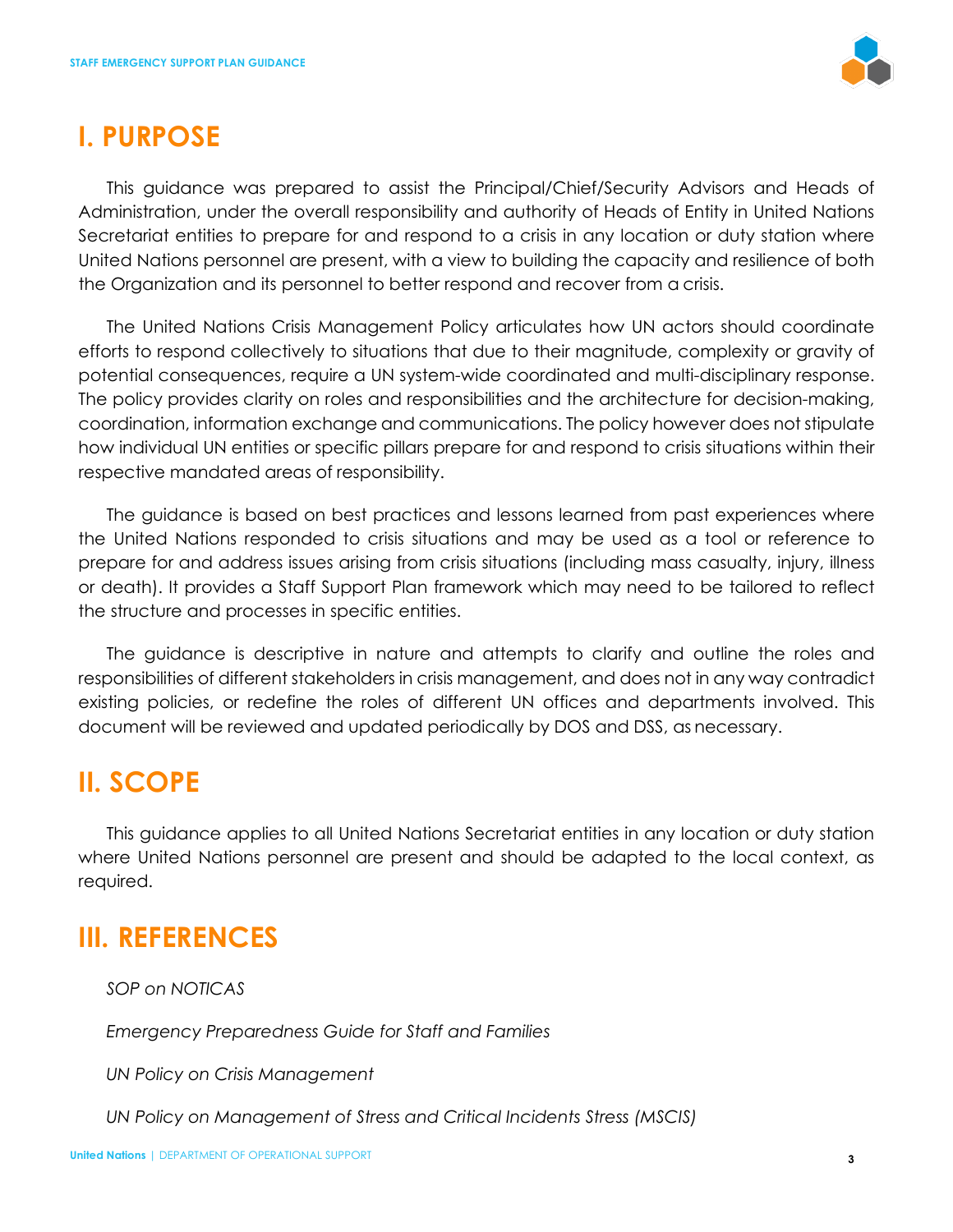# I. PURPOSE

This guidance was prepared to assist the Principal/Chief/Security Advisors and Heads of Administration, under the overall responsibility and authority of Heads of Entity in United Nations Secretariat entities to prepare for and respond to a crisis in any location or duty station where United Nations personnel are present, with a view to building the capacity and resilience of both the Organization and its personnel to better respond and recover from a crisis.

The United Nations Crisis Management Policy articulates how UN actors should coordinate efforts to respond collectively to situations that due to their magnitude, complexity or gravity of potential consequences, require a UN system-wide coordinated and multi-disciplinary response. The policy provides clarity on roles and responsibilities and the architecture for decision-making, coordination, information exchange and communications. The policy however does not stipulate how individual UN entities or specific pillars prepare for and respond to crisis situations within their respective mandated areas of responsibility.

The guidance is based on best practices and lessons learned from past experiences where the United Nations responded to crisis situations and may be used as a tool or reference to prepare for and address issues arising from crisis situations (including mass casualty, injury, illness or death). It provides a Staff Support Plan framework which may need to be tailored to reflect the structure and processes in specific entities.

The guidance is descriptive in nature and attempts to clarify and outline the roles and responsibilities of different stakeholders in crisis management, and does not in any way contradict existing policies, or redefine the roles of different UN offices and departments involved. This document will be reviewed and updated periodically by DOS and DSS, as necessary.

# II. SCOPE

This guidance applies to all United Nations Secretariat entities in any location or duty station where United Nations personnel are present and should be adapted to the local context, as required.

# III. REFERENCES

*SOP on NOTICAS*

*Emergency Preparedness Guide for Staff and Families*

*UN Policy on Crisis Management*

*UN Policy on Management of Stress and Critical Incidents Stress (MSCIS)*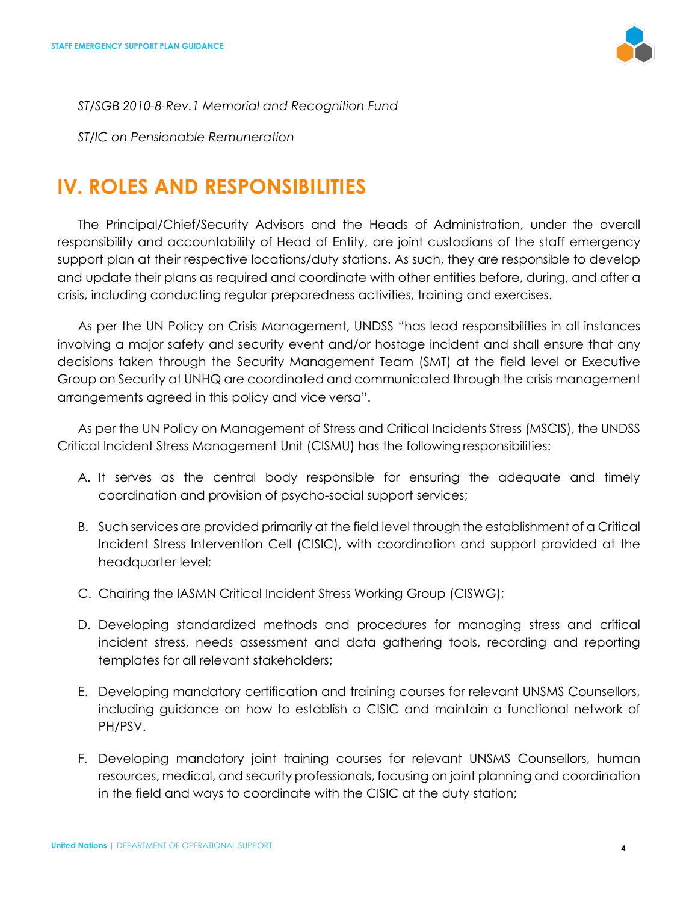*ST/SGB 2010-8-Rev.1 Memorial and Recognition Fund*

*ST/IC on Pensionable Remuneration*

# IV. ROLES AND RESPONSIBILITIES

The Principal/Chief/Security Advisors and the Heads of Administration, under the overall responsibility and accountability of Head of Entity, are joint custodians of the staff emergency support plan at their respective locations/duty stations. As such, they are responsible to develop and update their plans as required and coordinate with other entities before, during, and after a crisis, including conducting regular preparedness activities, training and exercises.

As per the UN Policy on Crisis Management, UNDSS "has lead responsibilities in all instances involving a major safety and security event and/or hostage incident and shall ensure that any decisions taken through the Security Management Team (SMT) at the field level or Executive Group on Security at UNHQ are coordinated and communicated through the crisis management arrangements agreed in this policy and vice versa".

As per the UN Policy on Management of Stress and Critical Incidents Stress (MSCIS), the UNDSS Critical Incident Stress Management Unit (CISMU) has the following responsibilities:

A. It serves as the central body responsible for ensuring the adequate and timely coordination and provision of psycho-social support services;

B. Such services are provided primarily at the field level through the establishment of a Critical Incident Stress Intervention Cell (CISIC), with coordination and support provided at the headquarter level;

C. Chairing the IASMN Critical Incident Stress Working Group (CISWG);

D. Developing standardized methods and procedures for managing stress and critical incident stress, needs assessment and data gathering tools, recording and reporting templates for all relevant stakeholders;

E. Developing mandatory certification and training courses for relevant UNSMS Counsellors, including guidance on how to establish a CISIC and maintain a functional network of PH/PSV.

F. Developing mandatory joint training courses for relevant UNSMS Counsellors, human resources, medical, and security professionals, focusing on joint planning and coordination in the field and ways to coordinate with the CISIC at the duty station;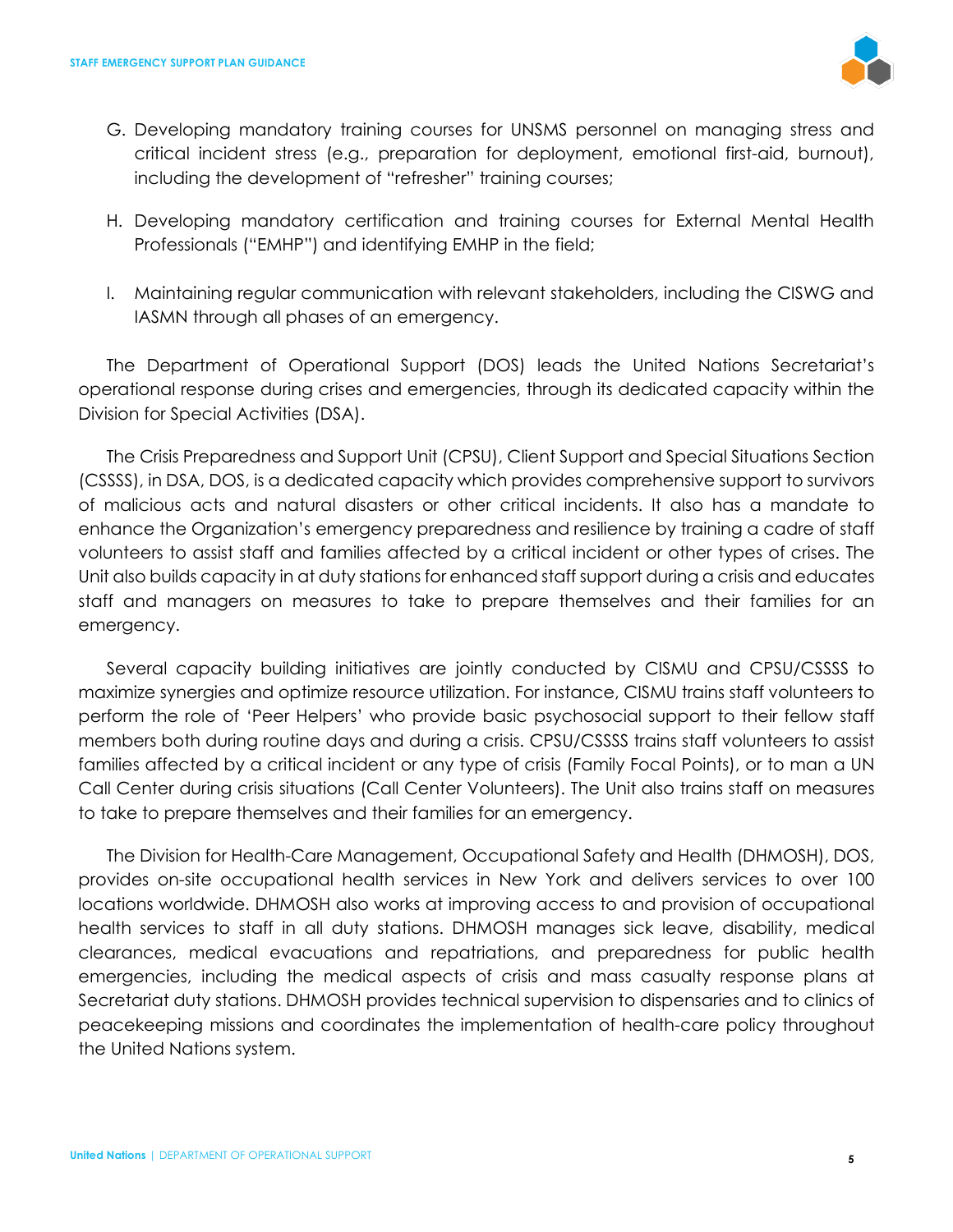G. Developing mandatory training courses for UNSMS personnel on managing stress and critical incident stress (e.g., preparation for deployment, emotional first-aid, burnout), including the development of "refresher" training courses;

H. Developing mandatory certification and training courses for External Mental Health Professionals ("EMHP") and identifying EMHP in the field;

I. Maintaining regular communication with relevant stakeholders, including the CISWG and IASMN through all phases of an emergency.

The Department of Operational Support (DOS) leads the United Nations Secretariat's operational response during crises and emergencies, through its dedicated capacity within the Division for Special Activities (DSA).

The Crisis Preparedness and Support Unit (CPSU), Client Support and Special Situations Section (CSSSS), in DSA, DOS, is a dedicated capacity which provides comprehensive support to survivors of malicious acts and natural disasters or other critical incidents. It also has a mandate to enhance the Organization's emergency preparedness and resilience by training a cadre of staff volunteers to assist staff and families affected by a critical incident or other types of crises. The Unit also builds capacity in at duty stations for enhanced staff support during a crisis and educates staff and managers on measures to take to prepare themselves and their families for an emergency.

Several capacity building initiatives are jointly conducted by CISMU and CPSU/CSSSS to maximize synergies and optimize resource utilization. For instance, CISMU trains staff volunteers to perform the role of 'Peer Helpers' who provide basic psychosocial support to their fellow staff members both during routine days and during a crisis. CPSU/CSSSS trains staff volunteers to assist families affected by a critical incident or any type of crisis (Family Focal Points), or to man a UN Call Center during crisis situations (Call Center Volunteers). The Unit also trains staff on measures to take to prepare themselves and their families for an emergency.

The Division for Health-Care Management, Occupational Safety and Health (DHMOSH), DOS, provides on-site occupational health services in New York and delivers services to over 100 locations worldwide. DHMOSH also works at improving access to and provision of occupational health services to staff in all duty stations. DHMOSH manages sick leave, disability, medical clearances, medical evacuations and repatriations, and preparedness for public health emergencies, including the medical aspects of crisis and mass casualty response plans at Secretariat duty stations. DHMOSH provides technical supervision to dispensaries and to clinics of peacekeeping missions and coordinates the implementation of health-care policy throughout the United Nations system.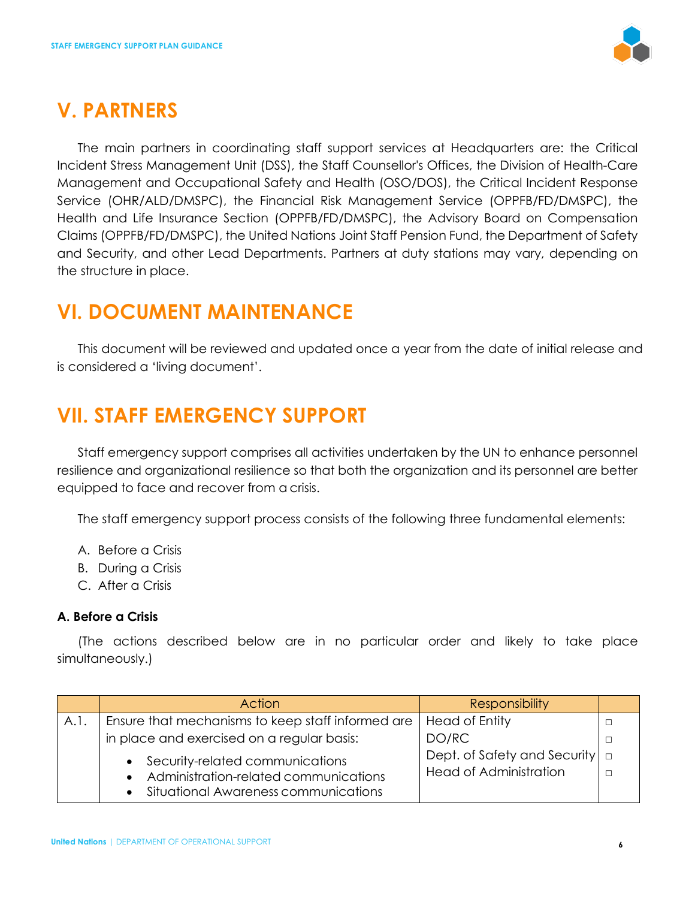## V. PARTNERS

The main partners in coordinating staff support services at Headquarters are: the Critical Incident Stress Management Unit (DSS), the Staff Counsellor's Offices, the Division of Health-Care Management and Occupational Safety and Health (OSO/DOS), the Critical Incident Response Service (OHR/ALD/DMSPC), the Financial Risk Management Service (OPPFB/FD/DMSPC), the Health and Life Insurance Section (OPPFB/FD/DMSPC), the Advisory Board on Compensation Claims (OPPFB/FD/DMSPC), the United Nations Joint Staff Pension Fund, the Department of Safety and Security, and other Lead Departments. Partners at duty stations may vary, depending on the structure in place.

## VI. DOCUMENT MAINTENANCE

This document will be reviewed and updated once a year from the date of initial release and is considered a 'living document'.

## VII. STAFF EMERGENCY SUPPORT

Staff emergency support comprises all activities undertaken by the UN to enhance personnel resilience and organizational resilience so that both the organization and its personnel are better equipped to face and recover from a crisis.

The staff emergency support process consists of the following three fundamental elements:

A. Before a Crisis
B. During a Crisis
C. After a Crisis

### A. Before a Crisis

(The actions described below are in no particular order and likely to take place simultaneously.)

| | Action | Responsibility | |
|---|---|---|---|
| A.1. | Ensure that mechanisms to keep staff informed are in place and exercised on a regular basis:<br>• Security-related communications<br>• Administration-related communications<br>• Situational Awareness communications | Head of Entity<br>DO/RC<br>Dept. of Safety and Security<br>Head of Administration | □<br>□<br>□<br>□ |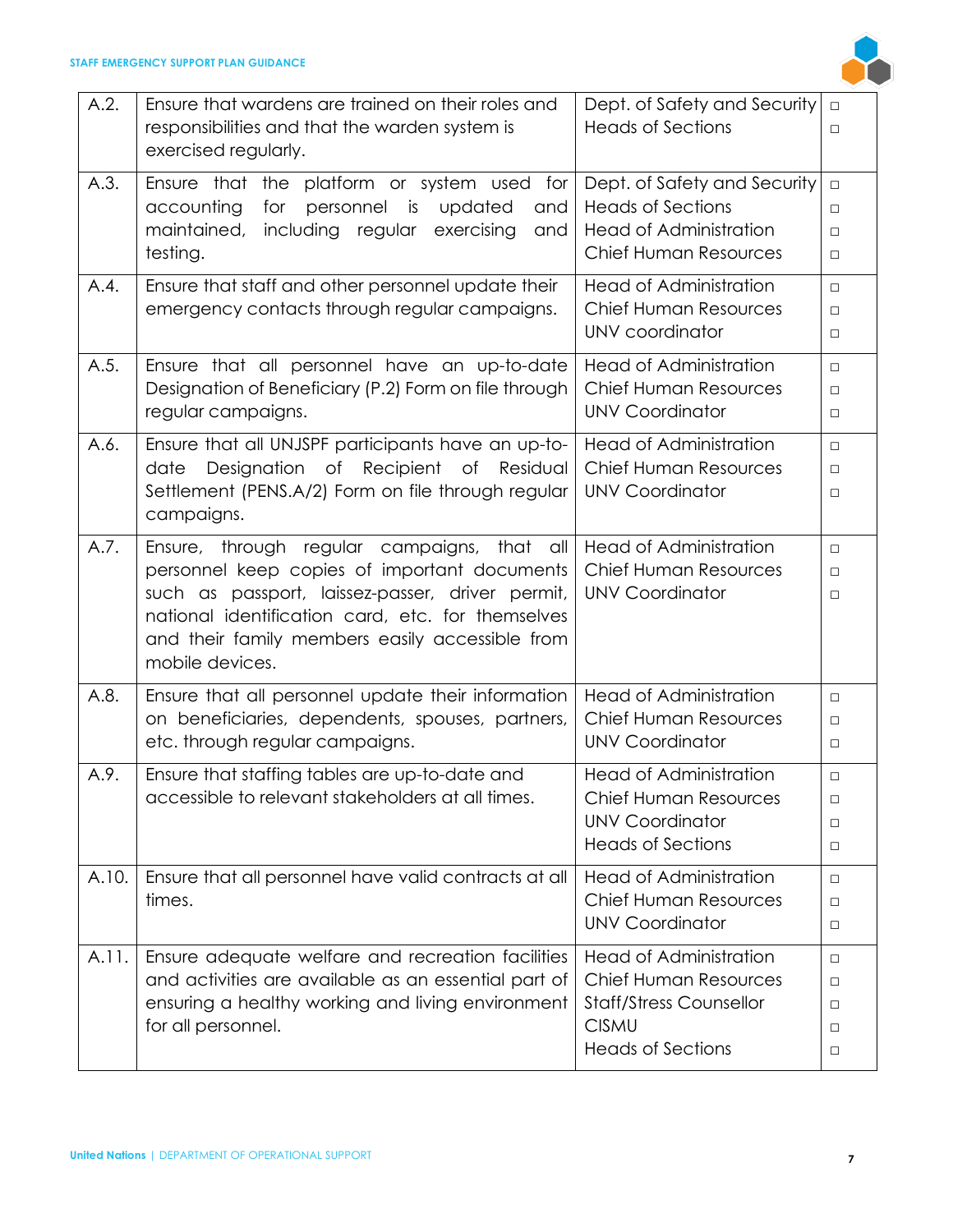| | | | |
|---|---|---|---|
| A.2. | Ensure that wardens are trained on their roles and responsibilities and that the warden system is exercised regularly. | Dept. of Safety and Security<br>Heads of Sections | □<br>□ |
| A.3. | Ensure that the platform or system used for accounting for personnel is updated and maintained, including regular exercising and testing. | Dept. of Safety and Security<br>Heads of Sections<br>Head of Administration<br>Chief Human Resources | □<br>□<br>□<br>□ |
| A.4. | Ensure that staff and other personnel update their emergency contacts through regular campaigns. | Head of Administration<br>Chief Human Resources<br>UNV coordinator | □<br>□<br>□ |
| A.5. | Ensure that all personnel have an up-to-date Designation of Beneficiary (P.2) Form on file through regular campaigns. | Head of Administration<br>Chief Human Resources<br>UNV Coordinator | □<br>□<br>□ |
| A.6. | Ensure that all UNJSPF participants have an up-to-date Designation of Recipient of Residual Settlement (PENS.A/2) Form on file through regular campaigns. | Head of Administration<br>Chief Human Resources<br>UNV Coordinator | □<br>□<br>□ |
| A.7. | Ensure, through regular campaigns, that all personnel keep copies of important documents such as passport, laissez-passer, driver permit, national identification card, etc. for themselves and their family members easily accessible from mobile devices. | Head of Administration<br>Chief Human Resources<br>UNV Coordinator | □<br>□<br>□ |
| A.8. | Ensure that all personnel update their information on beneficiaries, dependents, spouses, partners, etc. through regular campaigns. | Head of Administration<br>Chief Human Resources<br>UNV Coordinator | □<br>□<br>□ |
| A.9. | Ensure that staffing tables are up-to-date and accessible to relevant stakeholders at all times. | Head of Administration<br>Chief Human Resources<br>UNV Coordinator<br>Heads of Sections | □<br>□<br>□<br>□ |
| A.10. | Ensure that all personnel have valid contracts at all times. | Head of Administration<br>Chief Human Resources<br>UNV Coordinator | □<br>□<br>□ |
| A.11. | Ensure adequate welfare and recreation facilities and activities are available as an essential part of ensuring a healthy working and living environment for all personnel. | Head of Administration<br>Chief Human Resources<br>Staff/Stress Counsellor<br>CISMU<br>Heads of Sections | □<br>□<br>□<br>□<br>□ |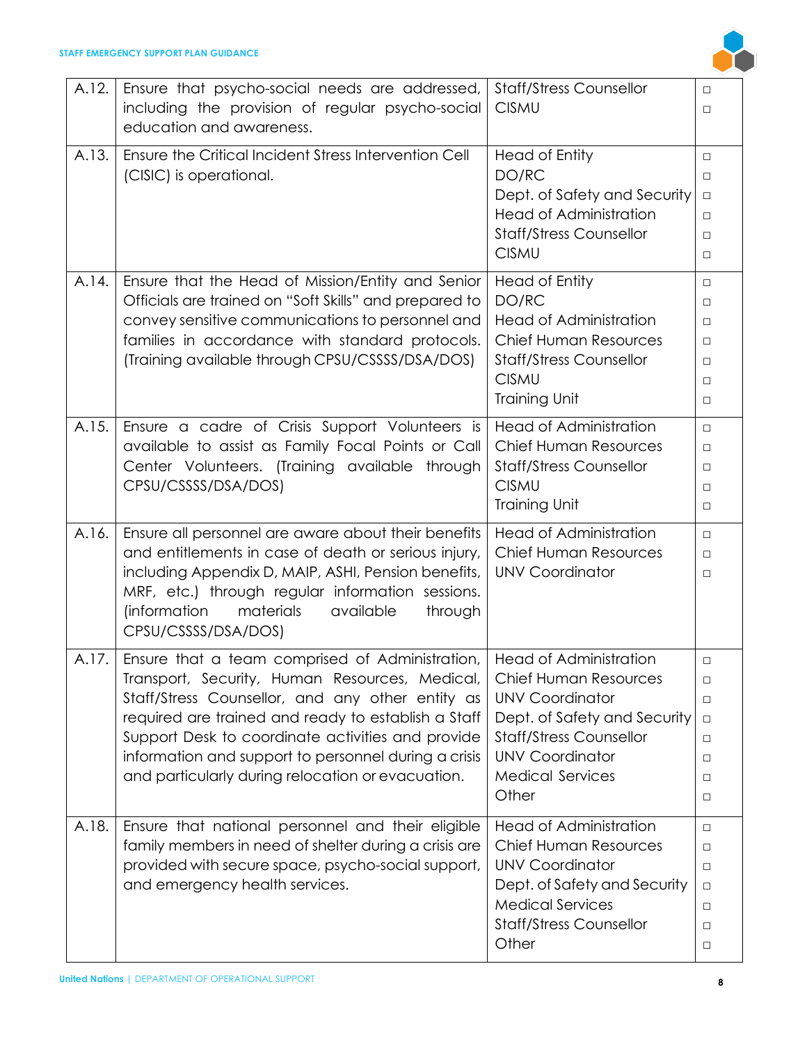| | | | |
|---|---|---|---|
| A.12. | Ensure that psycho-social needs are addressed, including the provision of regular psycho-social education and awareness. | Staff/Stress Counsellor<br>CISMU | □<br>□ |
| A.13. | Ensure the Critical Incident Stress Intervention Cell (CISIC) is operational. | Head of Entity<br>DO/RC<br>Dept. of Safety and Security<br>Head of Administration<br>Staff/Stress Counsellor<br>CISMU | □<br>□<br>□<br>□<br>□<br>□ |
| A.14. | Ensure that the Head of Mission/Entity and Senior Officials are trained on "Soft Skills" and prepared to convey sensitive communications to personnel and families in accordance with standard protocols. (Training available through CPSU/CSSSS/DSA/DOS) | Head of Entity<br>DO/RC<br>Head of Administration<br>Chief Human Resources<br>Staff/Stress Counsellor<br>CISMU<br>Training Unit | □<br>□<br>□<br>□<br>□<br>□<br>□ |
| A.15. | Ensure a cadre of Crisis Support Volunteers is available to assist as Family Focal Points or Call Center Volunteers. (Training available through CPSU/CSSSS/DSA/DOS) | Head of Administration<br>Chief Human Resources<br>Staff/Stress Counsellor<br>CISMU<br>Training Unit | □<br>□<br>□<br>□<br>□ |
| A.16. | Ensure all personnel are aware about their benefits and entitlements in case of death or serious injury, including Appendix D, MAIP, ASHI, Pension benefits, MRF, etc.) through regular information sessions. (information materials available through CPSU/CSSSS/DSA/DOS) | Head of Administration<br>Chief Human Resources<br>UNV Coordinator | □<br>□<br>□ |
| A.17. | Ensure that a team comprised of Administration, Transport, Security, Human Resources, Medical, Staff/Stress Counsellor, and any other entity as required are trained and ready to establish a Staff Support Desk to coordinate activities and provide information and support to personnel during a crisis and particularly during relocation or evacuation. | Head of Administration<br>Chief Human Resources<br>UNV Coordinator<br>Dept. of Safety and Security<br>Staff/Stress Counsellor<br>UNV Coordinator<br>Medical Services<br>Other | □<br>□<br>□<br>□<br>□<br>□<br>□<br>□ |
| A.18. | Ensure that national personnel and their eligible family members in need of shelter during a crisis are provided with secure space, psycho-social support, and emergency health services. | Head of Administration<br>Chief Human Resources<br>UNV Coordinator<br>Dept. of Safety and Security<br>Medical Services<br>Staff/Stress Counsellor<br>Other | □<br>□<br>□<br>□<br>□<br>□<br>□ |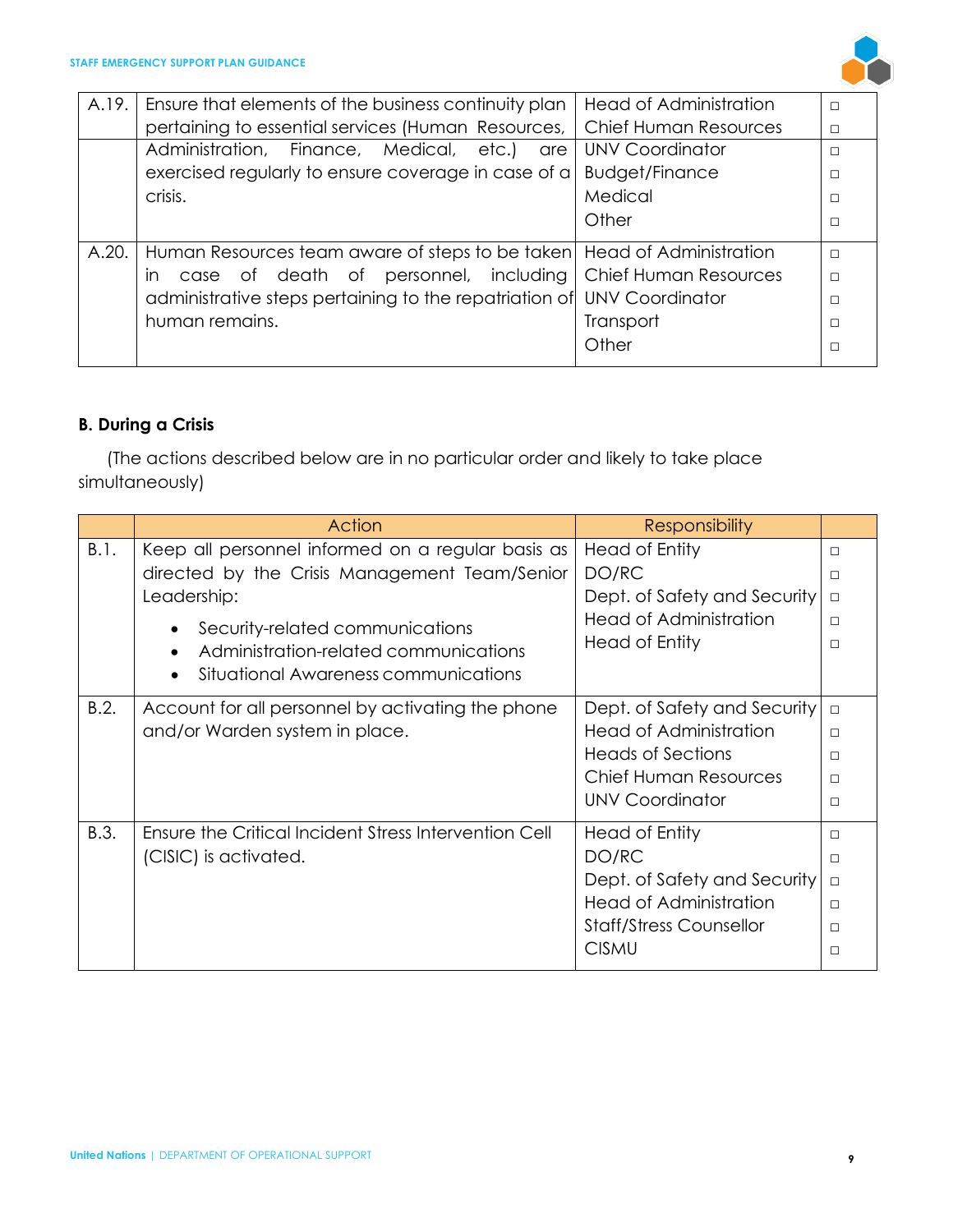| | | | |
|---|---|---|---|
| A.19. | Ensure that elements of the business continuity plan pertaining to essential services (Human Resources, Administration, Finance, Medical, etc.) are exercised regularly to ensure coverage in case of a crisis. | Head of Administration<br>Chief Human Resources<br>UNV Coordinator<br>Budget/Finance<br>Medical<br>Other | □<br>□<br>□<br>□<br>□<br>□ |
| A.20. | Human Resources team aware of steps to be taken in case of death of personnel, including administrative steps pertaining to the repatriation of human remains. | Head of Administration<br>Chief Human Resources<br>UNV Coordinator<br>Transport<br>Other | □<br>□<br>□<br>□<br>□ |

**B. During a Crisis**

(The actions described below are in no particular order and likely to take place simultaneously)

| | Action | Responsibility | |
|---|---|---|---|
| B.1. | Keep all personnel informed on a regular basis as directed by the Crisis Management Team/Senior Leadership:<br>• Security-related communications<br>• Administration-related communications<br>• Situational Awareness communications | Head of Entity<br>DO/RC<br>Dept. of Safety and Security<br>Head of Administration<br>Head of Entity | □<br>□<br>□<br>□<br>□ |
| B.2. | Account for all personnel by activating the phone and/or Warden system in place. | Dept. of Safety and Security<br>Head of Administration<br>Heads of Sections<br>Chief Human Resources<br>UNV Coordinator | □<br>□<br>□<br>□<br>□ |
| B.3. | Ensure the Critical Incident Stress Intervention Cell (CISIC) is activated. | Head of Entity<br>DO/RC<br>Dept. of Safety and Security<br>Head of Administration<br>Staff/Stress Counsellor<br>CISMU | □<br>□<br>□<br>□<br>□<br>□ |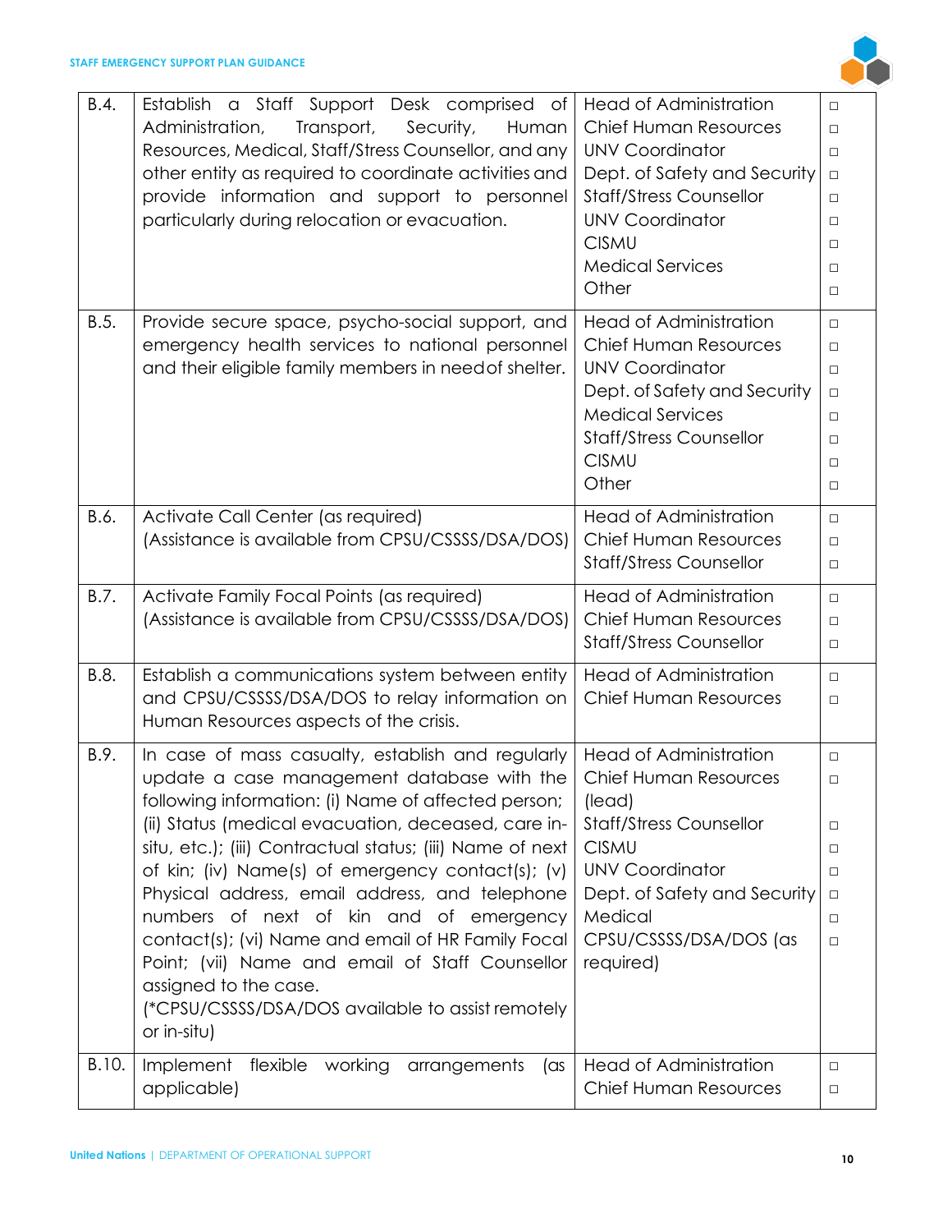| | | | |
|---|---|---|---|
| B.4. | Establish a Staff Support Desk comprised of Administration, Transport, Security, Human Resources, Medical, Staff/Stress Counsellor, and any other entity as required to coordinate activities and provide information and support to personnel particularly during relocation or evacuation. | Head of Administration<br>Chief Human Resources<br>UNV Coordinator<br>Dept. of Safety and Security<br>Staff/Stress Counsellor<br>UNV Coordinator<br>CISMU<br>Medical Services<br>Other | □<br>□<br>□<br>□<br>□<br>□<br>□<br>□<br>□ |
| B.5. | Provide secure space, psycho-social support, and emergency health services to national personnel and their eligible family members in need of shelter. | Head of Administration<br>Chief Human Resources<br>UNV Coordinator<br>Dept. of Safety and Security<br>Medical Services<br>Staff/Stress Counsellor<br>CISMU<br>Other | □<br>□<br>□<br>□<br>□<br>□<br>□<br>□ |
| B.6. | Activate Call Center (as required)<br>(Assistance is available from CPSU/CSSSS/DSA/DOS) | Head of Administration<br>Chief Human Resources<br>Staff/Stress Counsellor | □<br>□<br>□ |
| B.7. | Activate Family Focal Points (as required)<br>(Assistance is available from CPSU/CSSSS/DSA/DOS) | Head of Administration<br>Chief Human Resources<br>Staff/Stress Counsellor | □<br>□<br>□ |
| B.8. | Establish a communications system between entity and CPSU/CSSSS/DSA/DOS to relay information on Human Resources aspects of the crisis. | Head of Administration<br>Chief Human Resources | □<br>□ |
| B.9. | In case of mass casualty, establish and regularly update a case management database with the following information: (i) Name of affected person; (ii) Status (medical evacuation, deceased, care in-situ, etc.); (iii) Contractual status; (iii) Name of next of kin; (iv) Name(s) of emergency contact(s); (v) Physical address, email address, and telephone numbers of next of kin and of emergency contact(s); (vi) Name and email of HR Family Focal Point; (vii) Name and email of Staff Counsellor assigned to the case.<br>(*CPSU/CSSSS/DSA/DOS available to assist remotely or in-situ) | Head of Administration<br>Chief Human Resources (lead)<br>Staff/Stress Counsellor<br>CISMU<br>UNV Coordinator<br>Dept. of Safety and Security<br>Medical<br>CPSU/CSSSS/DSA/DOS (as required) | □<br>□<br>□<br>□<br>□<br>□<br>□<br>□ |
| B.10. | Implement flexible working arrangements (as applicable) | Head of Administration<br>Chief Human Resources | □<br>□ |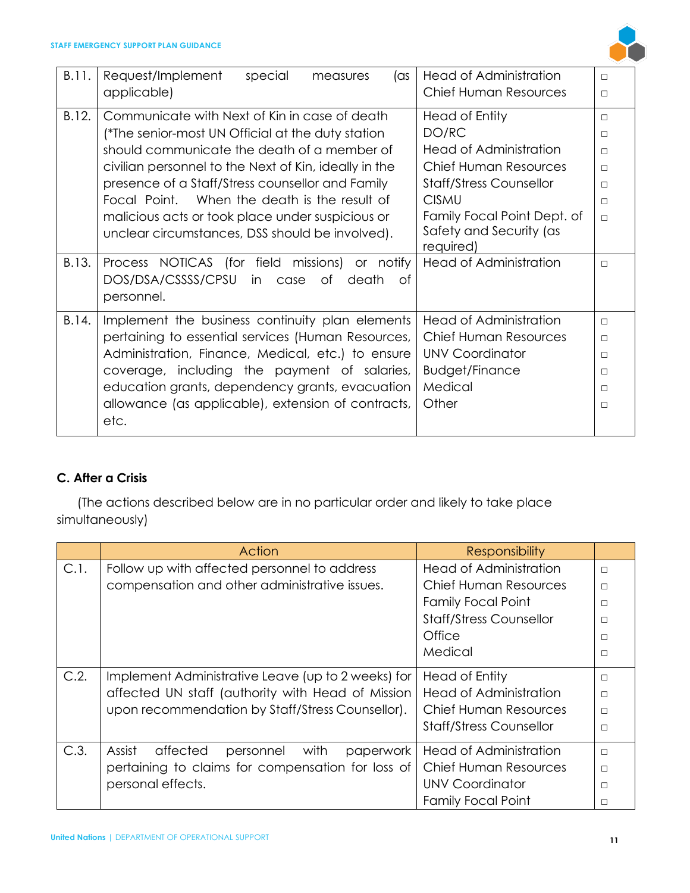| | | | |
|---|---|---|---|
| B.11. | Request/Implement special measures (as applicable) | Head of Administration<br>Chief Human Resources | □<br>□ |
| B.12. | Communicate with Next of Kin in case of death (*The senior-most UN Official at the duty station should communicate the death of a member of civilian personnel to the Next of Kin, ideally in the presence of a Staff/Stress counsellor and Family Focal Point. When the death is the result of malicious acts or took place under suspicious or unclear circumstances, DSS should be involved). | Head of Entity<br>DO/RC<br>Head of Administration<br>Chief Human Resources<br>Staff/Stress Counsellor<br>CISMU<br>Family Focal Point Dept. of Safety and Security (as required) | □<br>□<br>□<br>□<br>□<br>□<br>□ |
| B.13. | Process NOTICAS (for field missions) or notify DOS/DSA/CSSSS/CPSU in case of death of personnel. | Head of Administration | □ |
| B.14. | Implement the business continuity plan elements pertaining to essential services (Human Resources, Administration, Finance, Medical, etc.) to ensure coverage, including the payment of salaries, education grants, dependency grants, evacuation allowance (as applicable), extension of contracts, etc. | Head of Administration<br>Chief Human Resources<br>UNV Coordinator<br>Budget/Finance<br>Medical<br>Other | □<br>□<br>□<br>□<br>□<br>□ |

### C. After a Crisis

(The actions described below are in no particular order and likely to take place simultaneously)

| | Action | Responsibility | |
|---|---|---|---|
| C.1. | Follow up with affected personnel to address compensation and other administrative issues. | Head of Administration<br>Chief Human Resources<br>Family Focal Point<br>Staff/Stress Counsellor<br>Office<br>Medical | □<br>□<br>□<br>□<br>□<br>□ |
| C.2. | Implement Administrative Leave (up to 2 weeks) for affected UN staff (authority with Head of Mission upon recommendation by Staff/Stress Counsellor). | Head of Entity<br>Head of Administration<br>Chief Human Resources<br>Staff/Stress Counsellor | □<br>□<br>□<br>□ |
| C.3. | Assist affected personnel with paperwork pertaining to claims for compensation for loss of personal effects. | Head of Administration<br>Chief Human Resources<br>UNV Coordinator<br>Family Focal Point | □<br>□<br>□<br>□ |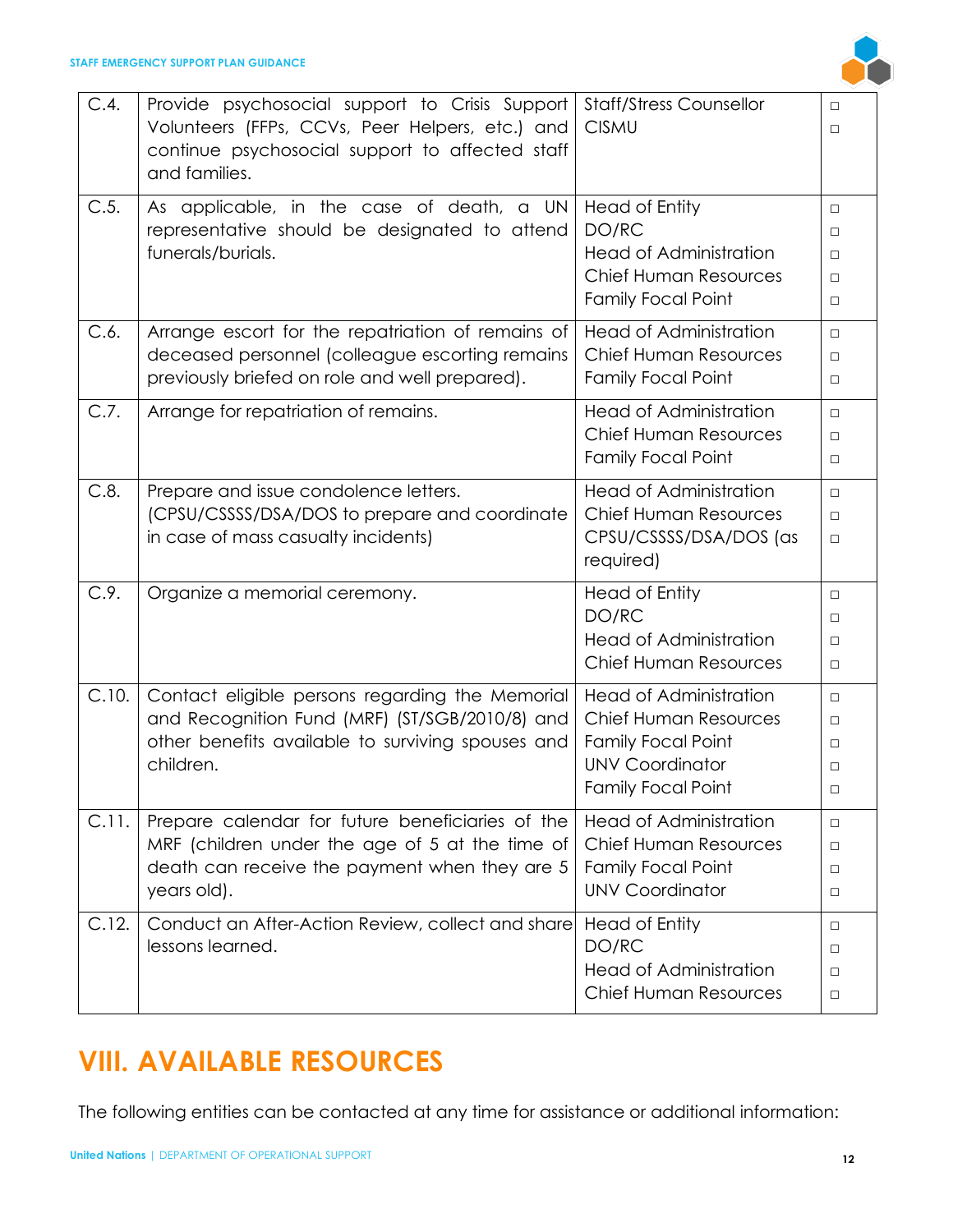| | | | |
|---|---|---|---|
| C.4. | Provide psychosocial support to Crisis Support Volunteers (FFPs, CCVs, Peer Helpers, etc.) and continue psychosocial support to affected staff and families. | Staff/Stress Counsellor<br>CISMU | □<br>□ |
| C.5. | As applicable, in the case of death, a UN representative should be designated to attend funerals/burials. | Head of Entity<br>DO/RC<br>Head of Administration<br>Chief Human Resources<br>Family Focal Point | □<br>□<br>□<br>□<br>□ |
| C.6. | Arrange escort for the repatriation of remains of deceased personnel (colleague escorting remains previously briefed on role and well prepared). | Head of Administration<br>Chief Human Resources<br>Family Focal Point | □<br>□<br>□ |
| C.7. | Arrange for repatriation of remains. | Head of Administration<br>Chief Human Resources<br>Family Focal Point | □<br>□<br>□ |
| C.8. | Prepare and issue condolence letters.<br>(CPSU/CSSSS/DSA/DOS to prepare and coordinate in case of mass casualty incidents) | Head of Administration<br>Chief Human Resources<br>CPSU/CSSSS/DSA/DOS (as required) | □<br>□<br>□ |
| C.9. | Organize a memorial ceremony. | Head of Entity<br>DO/RC<br>Head of Administration<br>Chief Human Resources | □<br>□<br>□<br>□ |
| C.10. | Contact eligible persons regarding the Memorial and Recognition Fund (MRF) (ST/SGB/2010/8) and other benefits available to surviving spouses and children. | Head of Administration<br>Chief Human Resources<br>Family Focal Point<br>UNV Coordinator<br>Family Focal Point | □<br>□<br>□<br>□<br>□ |
| C.11. | Prepare calendar for future beneficiaries of the MRF (children under the age of 5 at the time of death can receive the payment when they are 5 years old). | Head of Administration<br>Chief Human Resources<br>Family Focal Point<br>UNV Coordinator | □<br>□<br>□<br>□ |
| C.12. | Conduct an After-Action Review, collect and share lessons learned. | Head of Entity<br>DO/RC<br>Head of Administration<br>Chief Human Resources | □<br>□<br>□<br>□ |

# VIII. AVAILABLE RESOURCES

The following entities can be contacted at any time for assistance or additional information: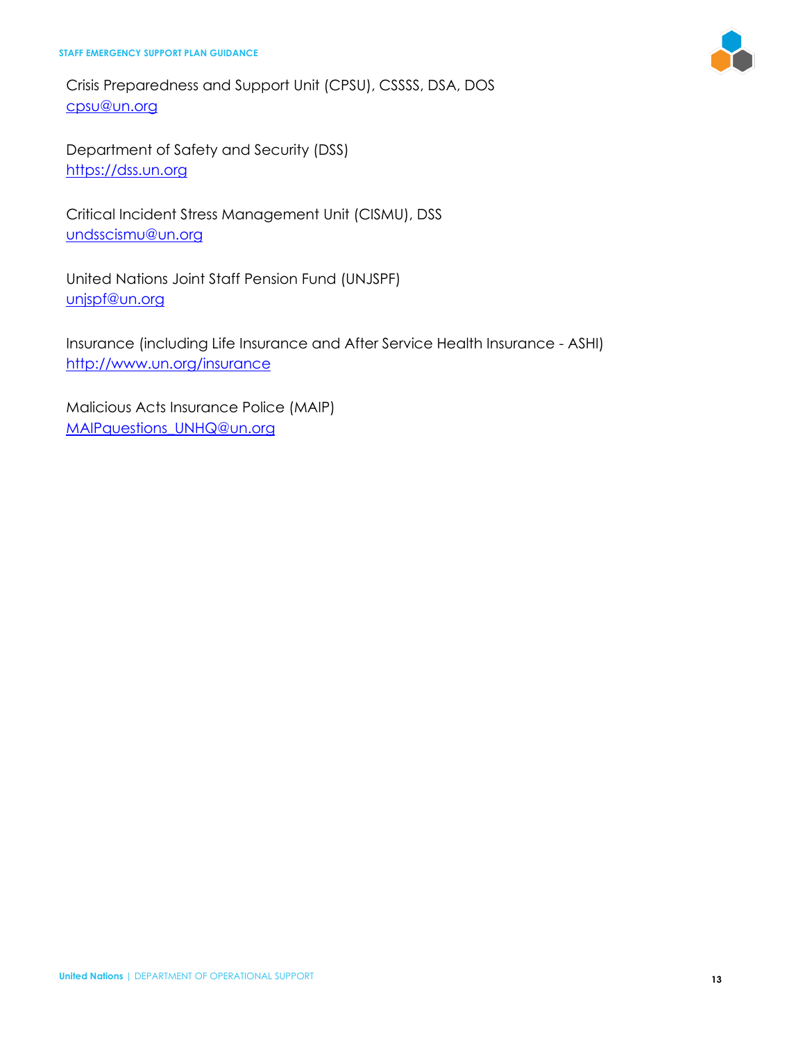Crisis Preparedness and Support Unit (CPSU), CSSSS, DSA, DOS
cpsu@un.org

Department of Safety and Security (DSS)
https://dss.un.org

Critical Incident Stress Management Unit (CISMU), DSS
undsscismu@un.org

United Nations Joint Staff Pension Fund (UNJSPF)
unjspf@un.org

Insurance (including Life Insurance and After Service Health Insurance - ASHI)
http://www.un.org/insurance

Malicious Acts Insurance Police (MAIP)
MAIPquestions_UNHQ@un.org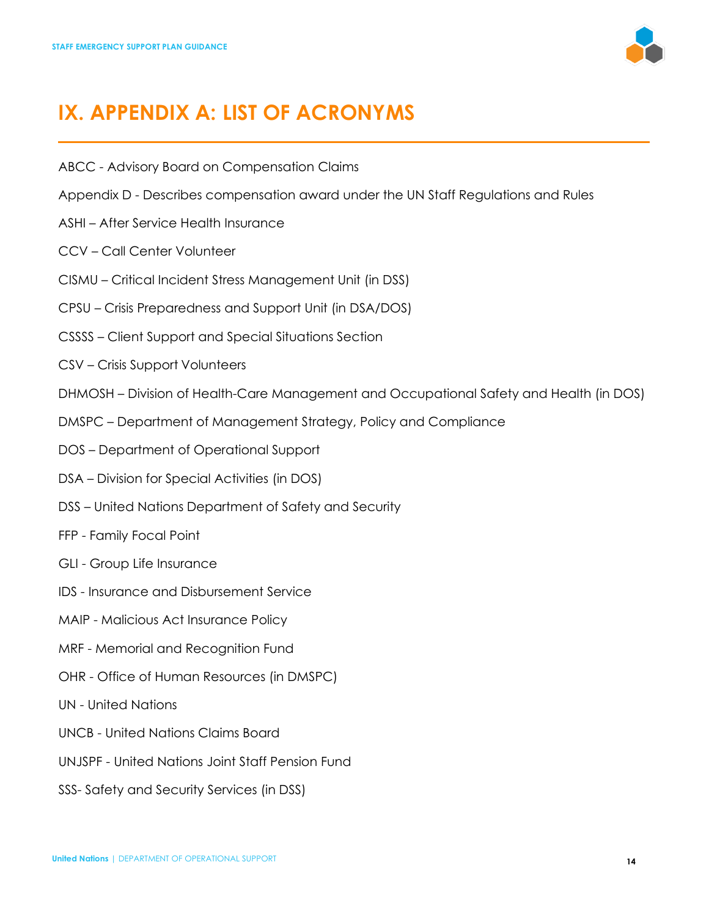# IX. APPENDIX A: LIST OF ACRONYMS

ABCC - Advisory Board on Compensation Claims

Appendix D - Describes compensation award under the UN Staff Regulations and Rules

ASHI – After Service Health Insurance

CCV – Call Center Volunteer

CISMU – Critical Incident Stress Management Unit (in DSS)

CPSU – Crisis Preparedness and Support Unit (in DSA/DOS)

CSSSS – Client Support and Special Situations Section

CSV – Crisis Support Volunteers

DHMOSH – Division of Health-Care Management and Occupational Safety and Health (in DOS)

DMSPC – Department of Management Strategy, Policy and Compliance

DOS – Department of Operational Support

DSA – Division for Special Activities (in DOS)

DSS – United Nations Department of Safety and Security

FFP - Family Focal Point

GLI - Group Life Insurance

IDS - Insurance and Disbursement Service

MAIP - Malicious Act Insurance Policy

MRF - Memorial and Recognition Fund

OHR - Office of Human Resources (in DMSPC)

UN - United Nations

UNCB - United Nations Claims Board

UNJSPF - United Nations Joint Staff Pension Fund

SSS- Safety and Security Services (in DSS)